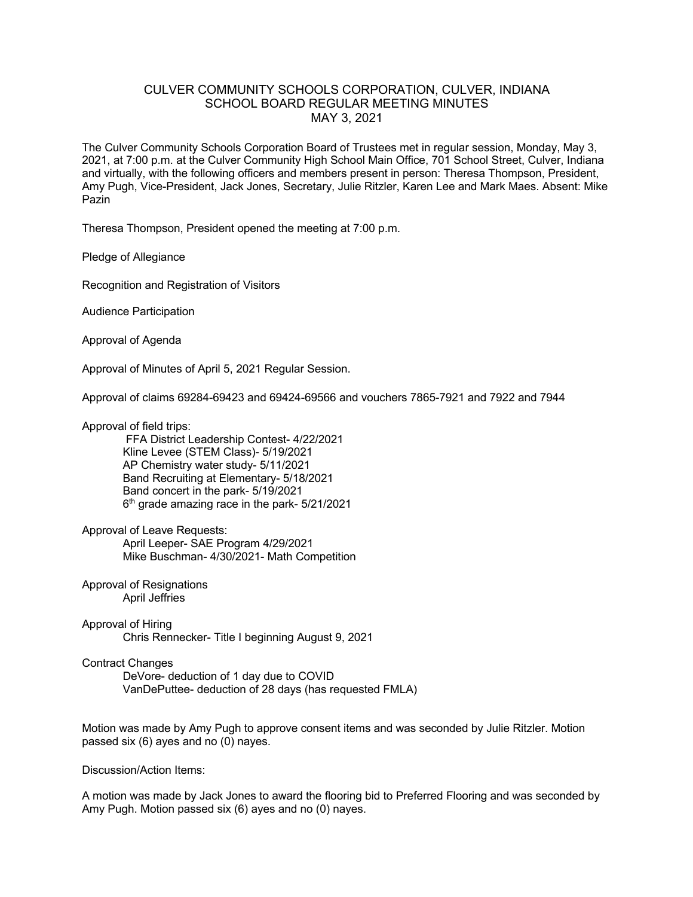# CULVER COMMUNITY SCHOOLS CORPORATION, CULVER, INDIANA
## SCHOOL BOARD REGULAR MEETING MINUTES
## MAY 3, 2021

The Culver Community Schools Corporation Board of Trustees met in regular session, Monday, May 3, 2021, at 7:00 p.m. at the Culver Community High School Main Office, 701 School Street, Culver, Indiana and virtually, with the following officers and members present in person: Theresa Thompson, President, Amy Pugh, Vice-President, Jack Jones, Secretary, Julie Ritzler, Karen Lee and Mark Maes. Absent: Mike Pazin

Theresa Thompson, President opened the meeting at 7:00 p.m.

Pledge of Allegiance

Recognition and Registration of Visitors

Audience Participation

Approval of Agenda

Approval of Minutes of April 5, 2021 Regular Session.

Approval of claims 69284-69423 and 69424-69566 and vouchers 7865-7921 and 7922 and 7944

Approval of field trips:

- FFA District Leadership Contest- 4/22/2021
- Kline Levee (STEM Class)- 5/19/2021
- AP Chemistry water study- 5/11/2021
- Band Recruiting at Elementary- 5/18/2021
- Band concert in the park- 5/19/2021
- 6th grade amazing race in the park- 5/21/2021

Approval of Leave Requests:

- April Leeper- SAE Program 4/29/2021
- Mike Buschman- 4/30/2021- Math Competition

Approval of Resignations

- April Jeffries

Approval of Hiring

- Chris Rennecker- Title I beginning August 9, 2021

Contract Changes

- DeVore- deduction of 1 day due to COVID
- VanDePuttee- deduction of 28 days (has requested FMLA)

Motion was made by Amy Pugh to approve consent items and was seconded by Julie Ritzler. Motion passed six (6) ayes and no (0) nayes.

Discussion/Action Items:

A motion was made by Jack Jones to award the flooring bid to Preferred Flooring and was seconded by Amy Pugh. Motion passed six (6) ayes and no (0) nayes.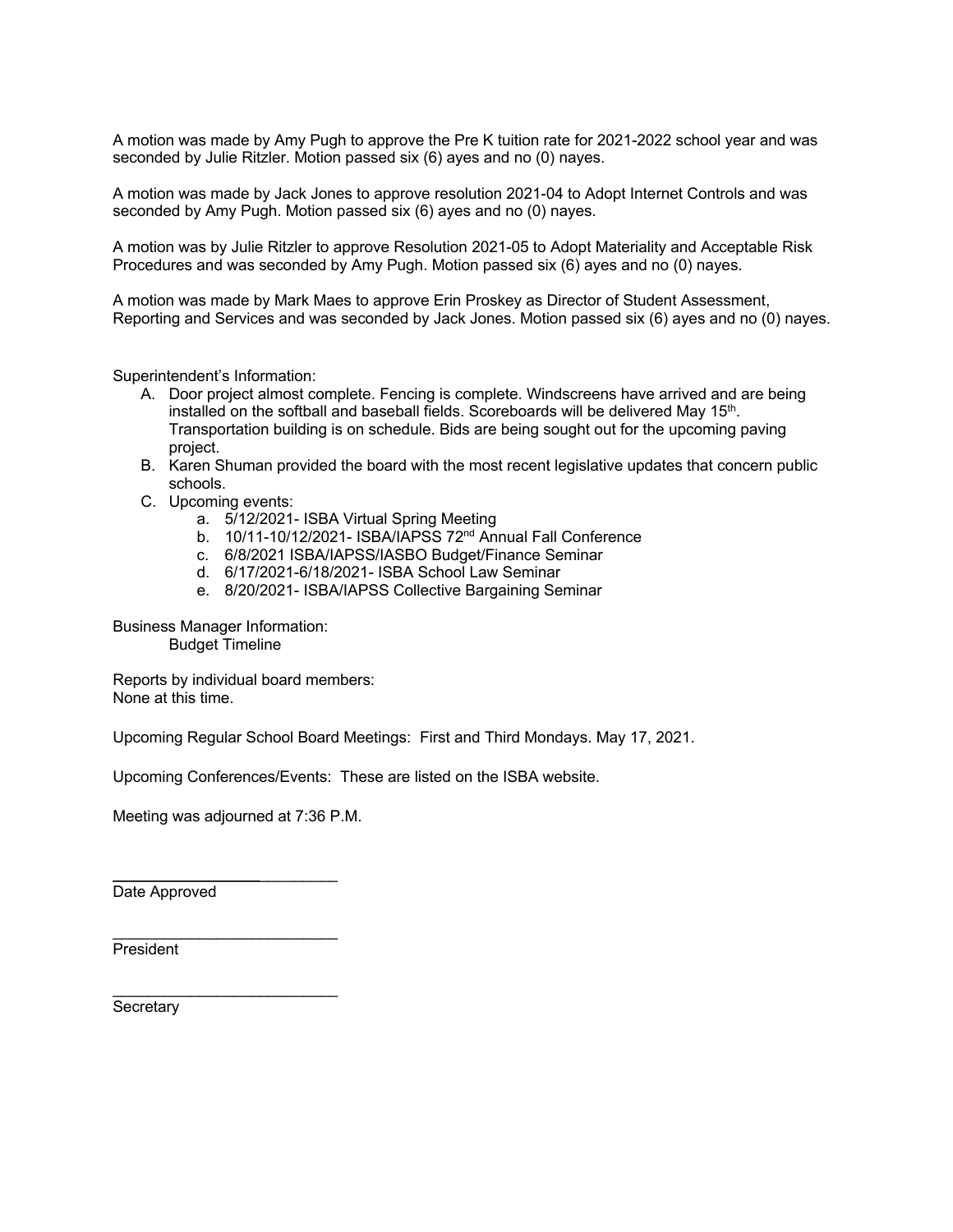A motion was made by Amy Pugh to approve the Pre K tuition rate for 2021-2022 school year and was seconded by Julie Ritzler. Motion passed six (6) ayes and no (0) nayes.

A motion was made by Jack Jones to approve resolution 2021-04 to Adopt Internet Controls and was seconded by Amy Pugh. Motion passed six (6) ayes and no (0) nayes.

A motion was by Julie Ritzler to approve Resolution 2021-05 to Adopt Materiality and Acceptable Risk Procedures and was seconded by Amy Pugh. Motion passed six (6) ayes and no (0) nayes.

A motion was made by Mark Maes to approve Erin Proskey as Director of Student Assessment, Reporting and Services and was seconded by Jack Jones. Motion passed six (6) ayes and no (0) nayes.

Superintendent's Information:

A. Door project almost complete. Fencing is complete. Windscreens have arrived and are being installed on the softball and baseball fields. Scoreboards will be delivered May 15th. Transportation building is on schedule. Bids are being sought out for the upcoming paving project.
B. Karen Shuman provided the board with the most recent legislative updates that concern public schools.
C. Upcoming events:
   a. 5/12/2021- ISBA Virtual Spring Meeting
   b. 10/11-10/12/2021- ISBA/IAPSS 72nd Annual Fall Conference
   c. 6/8/2021 ISBA/IAPSS/IASBO Budget/Finance Seminar
   d. 6/17/2021-6/18/2021- ISBA School Law Seminar
   e. 8/20/2021- ISBA/IAPSS Collective Bargaining Seminar

Business Manager Information:
Budget Timeline

Reports by individual board members:
None at this time.

Upcoming Regular School Board Meetings: First and Third Mondays. May 17, 2021.

Upcoming Conferences/Events: These are listed on the ISBA website.

Meeting was adjourned at 7:36 P.M.

\_\_\_\_\_\_\_\_\_\_\_\_\_\_\_\_\_\_\_\_\_\_\_\_\_\_
Date Approved

\_\_\_\_\_\_\_\_\_\_\_\_\_\_\_\_\_\_\_\_\_\_\_\_\_\_
President

\_\_\_\_\_\_\_\_\_\_\_\_\_\_\_\_\_\_\_\_\_\_\_\_\_\_
Secretary